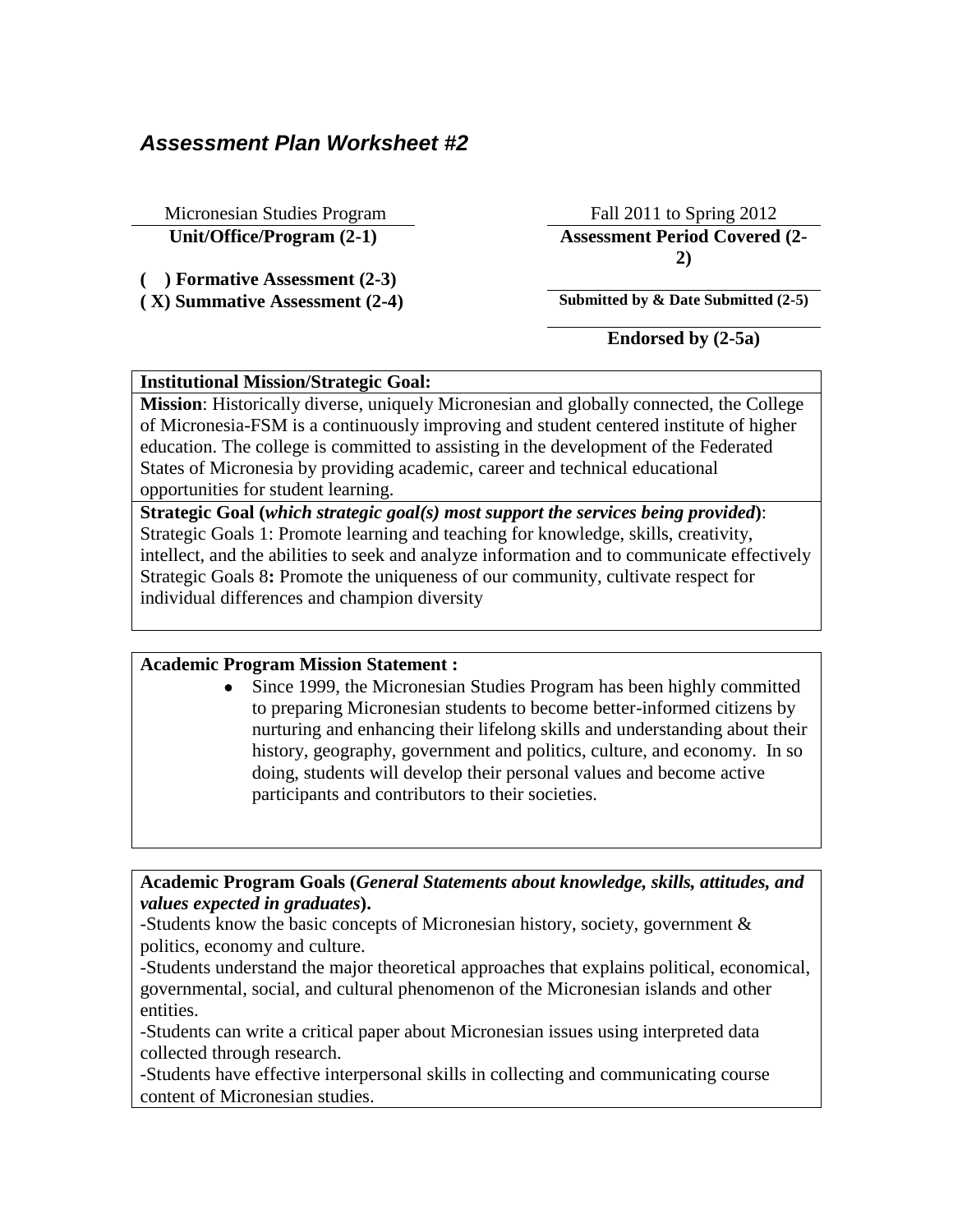## *Assessment Plan Worksheet #2*

| Micronesian Studies Program | Fall 2011 to Spring 2012 |
|---|---|
| **Unit/Office/Program (2-1)** | **Assessment Period Covered (2-2)** |
| **(   ) Formative Assessment (2-3)** | |
| **( X) Summative Assessment (2-4)** | **Submitted by & Date Submitted (2-5)** |
| | **Endorsed by (2-5a)** |

**Institutional Mission/Strategic Goal:**

**Mission**: Historically diverse, uniquely Micronesian and globally connected, the College of Micronesia-FSM is a continuously improving and student centered institute of higher education. The college is committed to assisting in the development of the Federated States of Micronesia by providing academic, career and technical educational opportunities for student learning.

**Strategic Goal (*which strategic goal(s) most support the services being provided*)**: Strategic Goals 1: Promote learning and teaching for knowledge, skills, creativity, intellect, and the abilities to seek and analyze information and to communicate effectively Strategic Goals 8**:** Promote the uniqueness of our community, cultivate respect for individual differences and champion diversity

**Academic Program Mission Statement :**

- Since 1999, the Micronesian Studies Program has been highly committed to preparing Micronesian students to become better-informed citizens by nurturing and enhancing their lifelong skills and understanding about their history, geography, government and politics, culture, and economy. In so doing, students will develop their personal values and become active participants and contributors to their societies.

**Academic Program Goals (*General Statements about knowledge, skills, attitudes, and values expected in graduates*).**

-Students know the basic concepts of Micronesian history, society, government & politics, economy and culture.

-Students understand the major theoretical approaches that explains political, economical, governmental, social, and cultural phenomenon of the Micronesian islands and other entities.

-Students can write a critical paper about Micronesian issues using interpreted data collected through research.

-Students have effective interpersonal skills in collecting and communicating course content of Micronesian studies.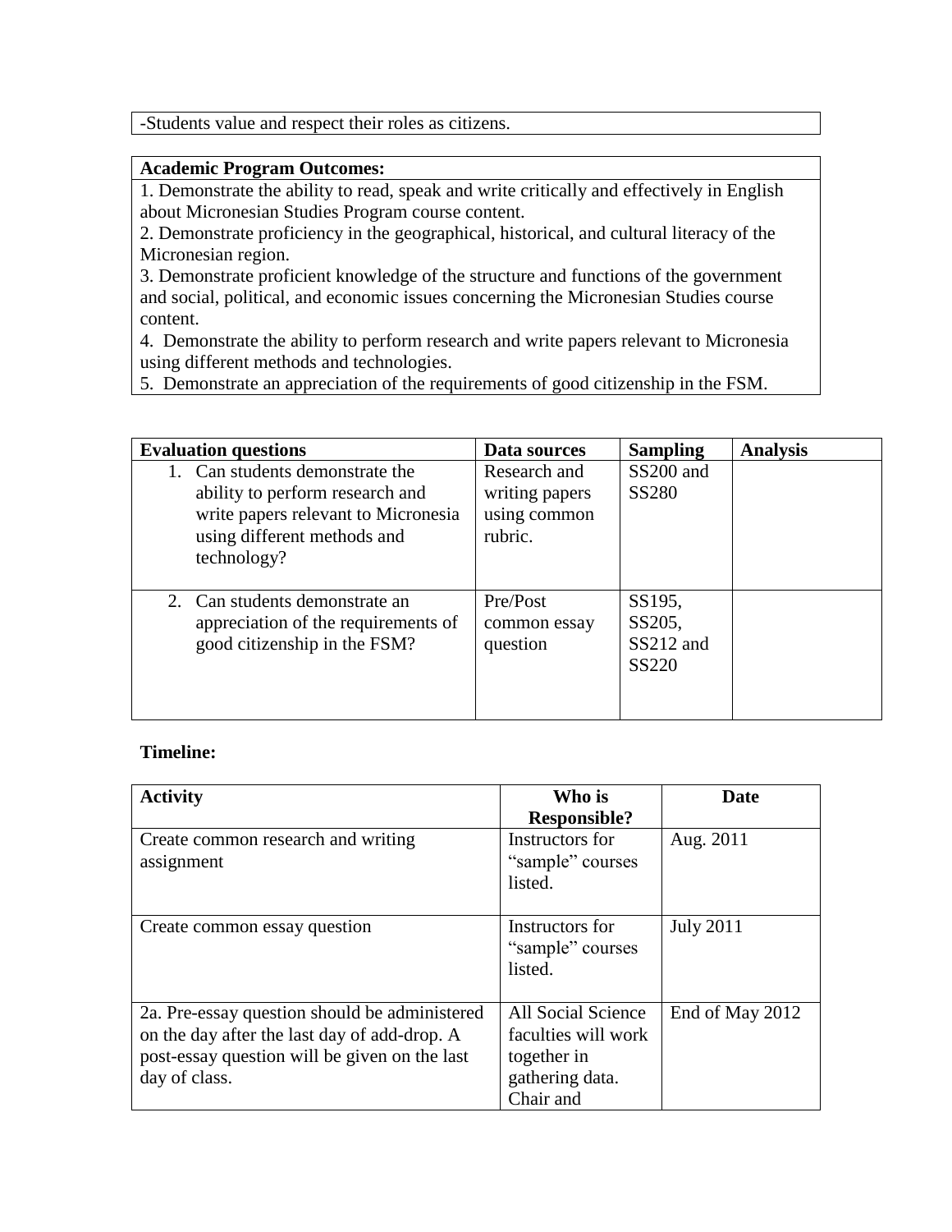| -Students value and respect their roles as citizens. |
| --- |

| **Academic Program Outcomes:** |
| --- |
| 1. Demonstrate the ability to read, speak and write critically and effectively in English about Micronesian Studies Program course content.<br>2. Demonstrate proficiency in the geographical, historical, and cultural literacy of the Micronesian region.<br>3. Demonstrate proficient knowledge of the structure and functions of the government and social, political, and economic issues concerning the Micronesian Studies course content.<br>4. Demonstrate the ability to perform research and write papers relevant to Micronesia using different methods and technologies.<br>5. Demonstrate an appreciation of the requirements of good citizenship in the FSM. |

| Evaluation questions | Data sources | Sampling | Analysis |
| --- | --- | --- | --- |
| 1. Can students demonstrate the ability to perform research and write papers relevant to Micronesia using different methods and technology? | Research and writing papers using common rubric. | SS200 and SS280 | |
| 2. Can students demonstrate an appreciation of the requirements of good citizenship in the FSM? | Pre/Post common essay question | SS195, SS205, SS212 and SS220 | |

**Timeline:**

| Activity | Who is Responsible? | Date |
| --- | --- | --- |
| Create common research and writing assignment | Instructors for "sample" courses listed. | Aug. 2011 |
| Create common essay question | Instructors for "sample" courses listed. | July 2011 |
| 2a. Pre-essay question should be administered on the day after the last day of add-drop. A post-essay question will be given on the last day of class. | All Social Science faculties will work together in gathering data. Chair and | End of May 2012 |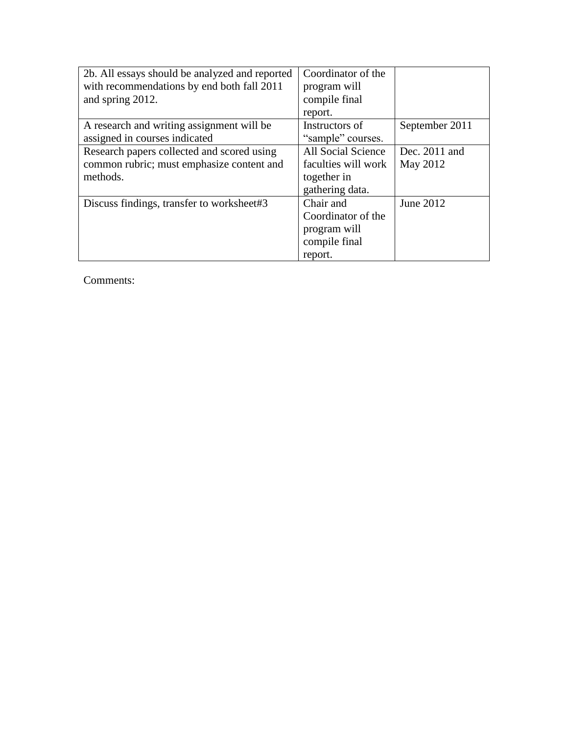| | | |
|---|---|---|
| 2b. All essays should be analyzed and reported with recommendations by end both fall 2011 and spring 2012. | Coordinator of the program will compile final report. | |
| A research and writing assignment will be assigned in courses indicated | Instructors of “sample” courses. | September 2011 |
| Research papers collected and scored using common rubric; must emphasize content and methods. | All Social Science faculties will work together in gathering data. | Dec. 2011 and May 2012 |
| Discuss findings, transfer to worksheet#3 | Chair and Coordinator of the program will compile final report. | June 2012 |

Comments: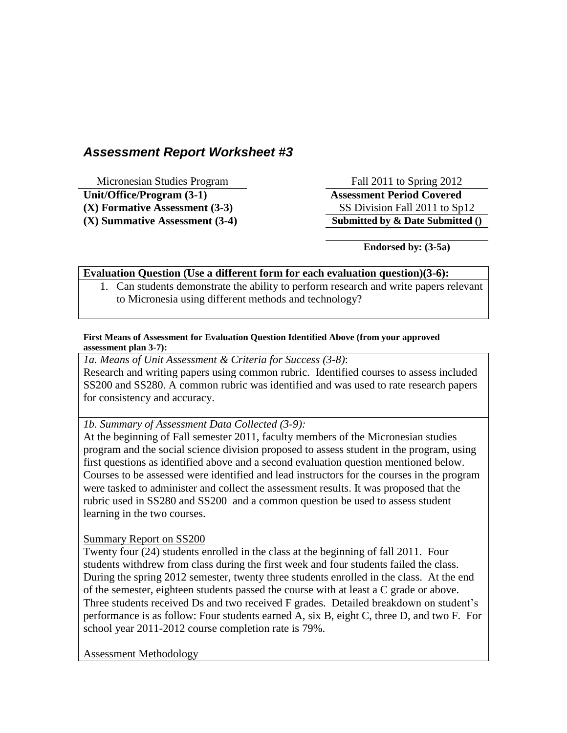## *Assessment Report Worksheet #3*

| Micronesian Studies Program | Fall 2011 to Spring 2012 |
|---|---|
| **Unit/Office/Program (3-1)** | **Assessment Period Covered** |
| **(X) Formative Assessment (3-3)** | SS Division Fall 2011 to Sp12 |
| **(X) Summative Assessment (3-4)** | **Submitted by & Date Submitted ()** |
| | **Endorsed by: (3-5a)** |

**Evaluation Question (Use a different form for each evaluation question)(3-6):**

1. Can students demonstrate the ability to perform research and write papers relevant to Micronesia using different methods and technology?

**First Means of Assessment for Evaluation Question Identified Above (from your approved assessment plan 3-7):**

*1a. Means of Unit Assessment & Criteria for Success (3-8)*:
Research and writing papers using common rubric. Identified courses to assess included SS200 and SS280. A common rubric was identified and was used to rate research papers for consistency and accuracy.

*1b. Summary of Assessment Data Collected (3-9):*
At the beginning of Fall semester 2011, faculty members of the Micronesian studies program and the social science division proposed to assess student in the program, using first questions as identified above and a second evaluation question mentioned below. Courses to be assessed were identified and lead instructors for the courses in the program were tasked to administer and collect the assessment results. It was proposed that the rubric used in SS280 and SS200 and a common question be used to assess student learning in the two courses.

Summary Report on SS200
Twenty four (24) students enrolled in the class at the beginning of fall 2011. Four students withdrew from class during the first week and four students failed the class. During the spring 2012 semester, twenty three students enrolled in the class. At the end of the semester, eighteen students passed the course with at least a C grade or above. Three students received Ds and two received F grades. Detailed breakdown on student's performance is as follow: Four students earned A, six B, eight C, three D, and two F. For school year 2011-2012 course completion rate is 79%.

Assessment Methodology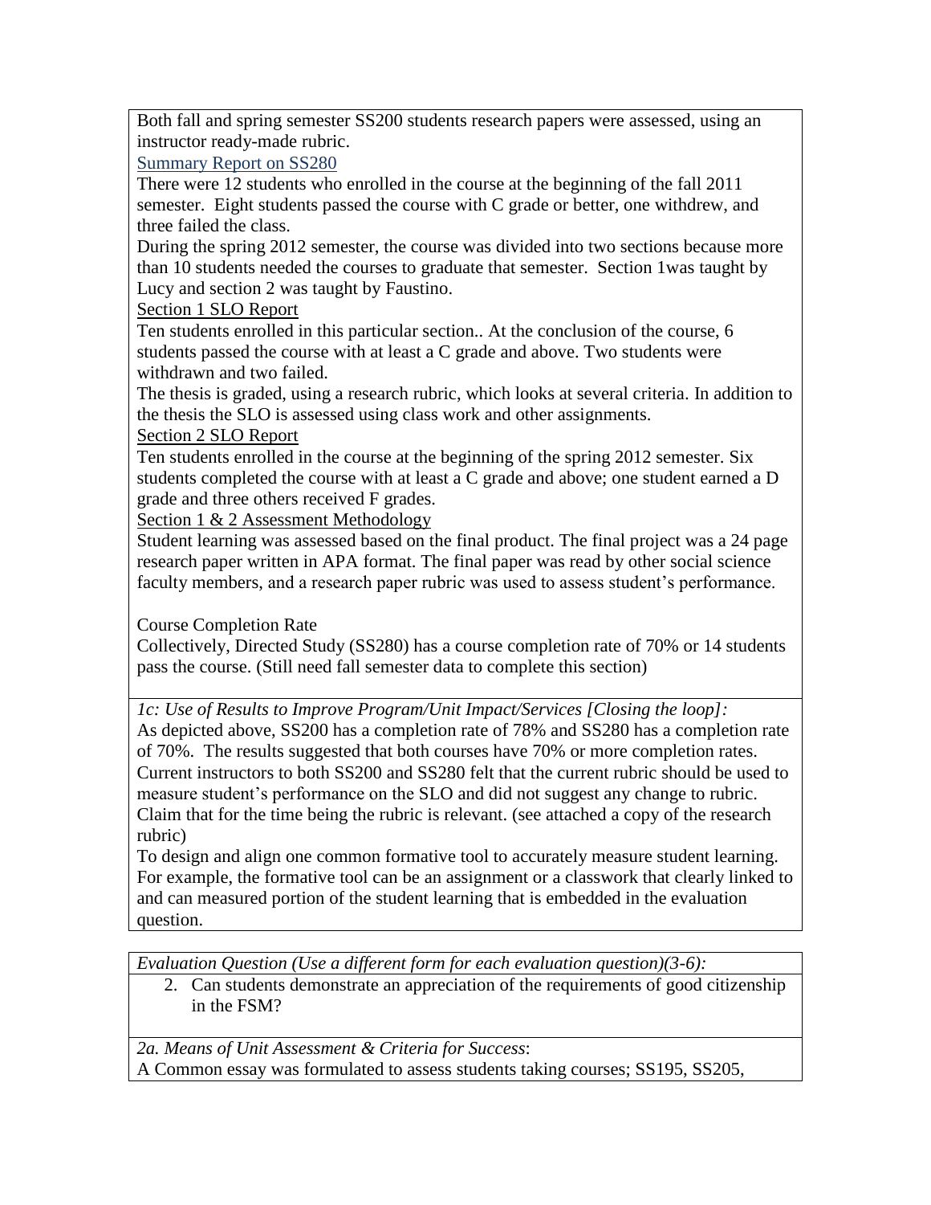Both fall and spring semester SS200 students research papers were assessed, using an instructor ready-made rubric.

Summary Report on SS280

There were 12 students who enrolled in the course at the beginning of the fall 2011 semester. Eight students passed the course with C grade or better, one withdrew, and three failed the class.

During the spring 2012 semester, the course was divided into two sections because more than 10 students needed the courses to graduate that semester. Section 1was taught by Lucy and section 2 was taught by Faustino.

Section 1 SLO Report

Ten students enrolled in this particular section.. At the conclusion of the course, 6 students passed the course with at least a C grade and above. Two students were withdrawn and two failed.

The thesis is graded, using a research rubric, which looks at several criteria. In addition to the thesis the SLO is assessed using class work and other assignments.

Section 2 SLO Report

Ten students enrolled in the course at the beginning of the spring 2012 semester. Six students completed the course with at least a C grade and above; one student earned a D grade and three others received F grades.

Section 1 & 2 Assessment Methodology

Student learning was assessed based on the final product. The final project was a 24 page research paper written in APA format. The final paper was read by other social science faculty members, and a research paper rubric was used to assess student's performance.

Course Completion Rate

Collectively, Directed Study (SS280) has a course completion rate of 70% or 14 students pass the course. (Still need fall semester data to complete this section)

*1c: Use of Results to Improve Program/Unit Impact/Services [Closing the loop]:*

As depicted above, SS200 has a completion rate of 78% and SS280 has a completion rate of 70%. The results suggested that both courses have 70% or more completion rates. Current instructors to both SS200 and SS280 felt that the current rubric should be used to measure student's performance on the SLO and did not suggest any change to rubric. Claim that for the time being the rubric is relevant. (see attached a copy of the research rubric)

To design and align one common formative tool to accurately measure student learning. For example, the formative tool can be an assignment or a classwork that clearly linked to and can measured portion of the student learning that is embedded in the evaluation question.

*Evaluation Question (Use a different form for each evaluation question)(3-6):*

2. Can students demonstrate an appreciation of the requirements of good citizenship in the FSM?

*2a. Means of Unit Assessment & Criteria for Success*:

A Common essay was formulated to assess students taking courses; SS195, SS205,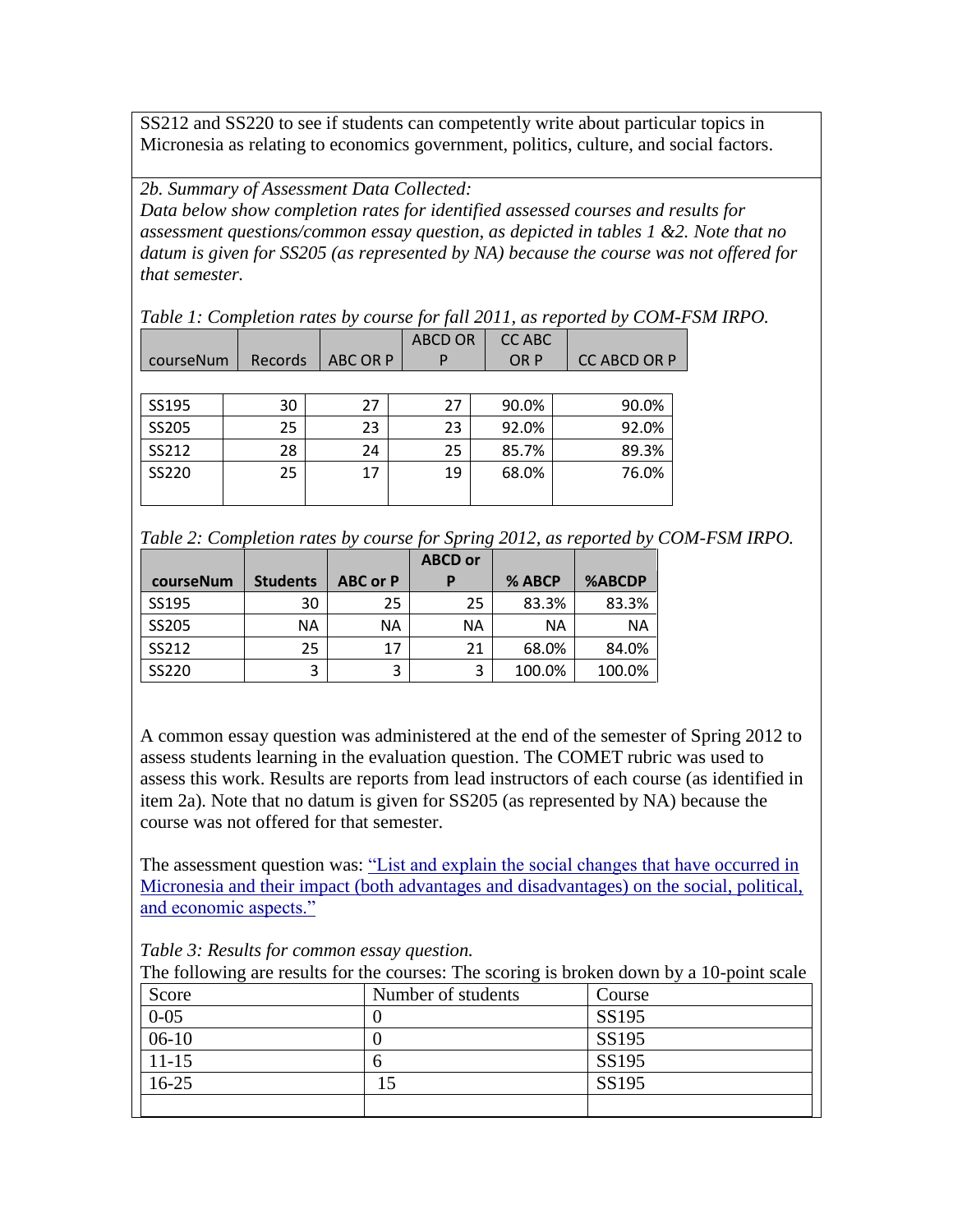SS212 and SS220 to see if students can competently write about particular topics in Micronesia as relating to economics government, politics, culture, and social factors.

*2b. Summary of Assessment Data Collected:*
*Data below show completion rates for identified assessed courses and results for assessment questions/common essay question, as depicted in tables 1 &2. Note that no datum is given for SS205 (as represented by NA) because the course was not offered for that semester.*

*Table 1: Completion rates by course for fall 2011, as reported by COM-FSM IRPO.*

| courseNum | Records | ABC OR P | ABCD OR P | CC ABC OR P | CC ABCD OR P |
|---|---|---|---|---|---|
| SS195 | 30 | 27 | 27 | 90.0% | 90.0% |
| SS205 | 25 | 23 | 23 | 92.0% | 92.0% |
| SS212 | 28 | 24 | 25 | 85.7% | 89.3% |
| SS220 | 25 | 17 | 19 | 68.0% | 76.0% |

*Table 2: Completion rates by course for Spring 2012, as reported by COM-FSM IRPO.*

| **courseNum** | **Students** | **ABC or P** | **ABCD or P** | **% ABCP** | **%ABCDP** |
|---|---|---|---|---|---|
| SS195 | 30 | 25 | 25 | 83.3% | 83.3% |
| SS205 | NA | NA | NA | NA | NA |
| SS212 | 25 | 17 | 21 | 68.0% | 84.0% |
| SS220 | 3 | 3 | 3 | 100.0% | 100.0% |

A common essay question was administered at the end of the semester of Spring 2012 to assess students learning in the evaluation question. The COMET rubric was used to assess this work. Results are reports from lead instructors of each course (as identified in item 2a). Note that no datum is given for SS205 (as represented by NA) because the course was not offered for that semester.

The assessment question was: "List and explain the social changes that have occurred in Micronesia and their impact (both advantages and disadvantages) on the social, political, and economic aspects."

*Table 3: Results for common essay question.*
The following are results for the courses: The scoring is broken down by a 10-point scale

| Score | Number of students | Course |
|---|---|---|
| 0-05 | 0 | SS195 |
| 06-10 | 0 | SS195 |
| 11-15 | 6 | SS195 |
| 16-25 | 15 | SS195 |
| | | |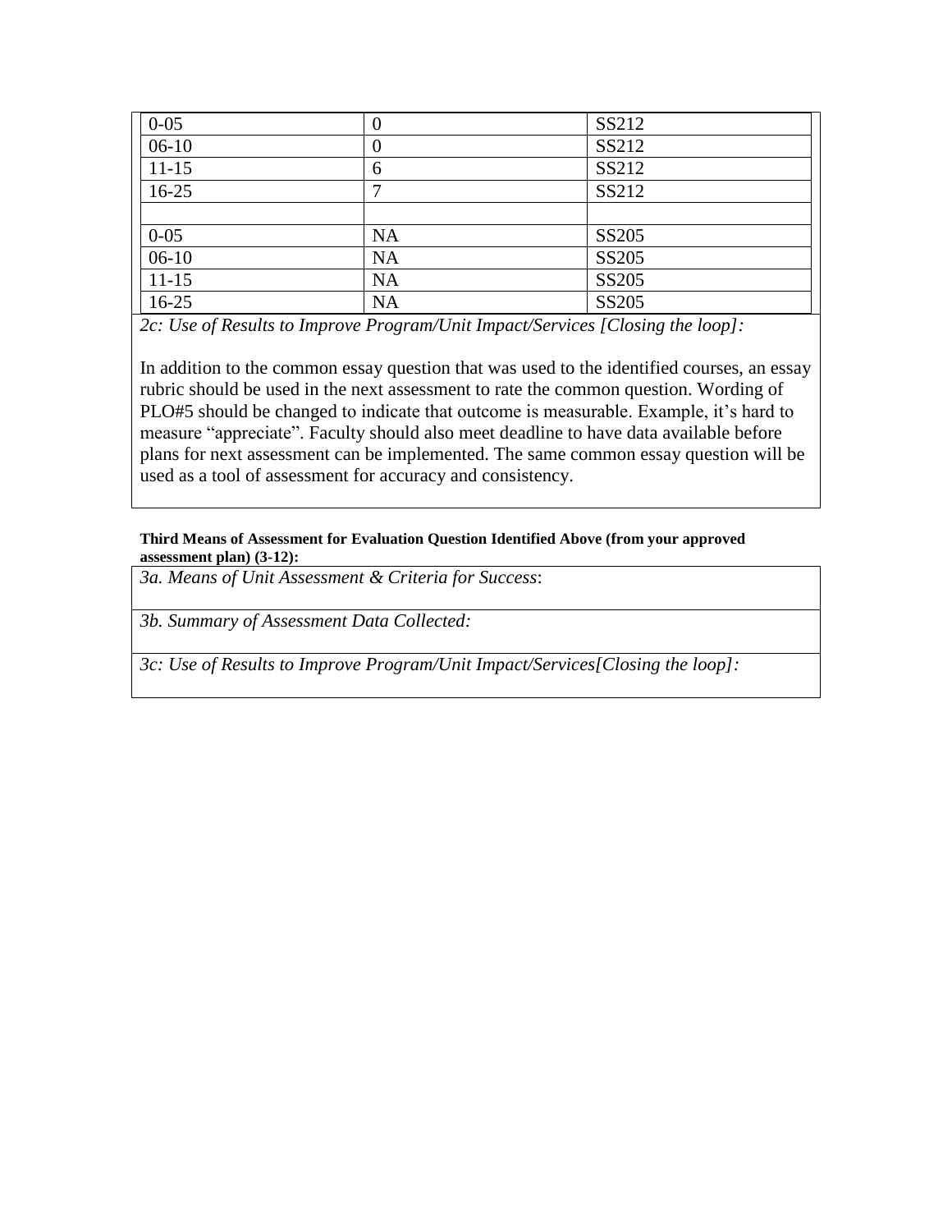| | | |
|---|---|---|
| 0-05 | 0 | SS212 |
| 06-10 | 0 | SS212 |
| 11-15 | 6 | SS212 |
| 16-25 | 7 | SS212 |
| | | |
| 0-05 | NA | SS205 |
| 06-10 | NA | SS205 |
| 11-15 | NA | SS205 |
| 16-25 | NA | SS205 |

*2c: Use of Results to Improve Program/Unit Impact/Services [Closing the loop]:*

In addition to the common essay question that was used to the identified courses, an essay rubric should be used in the next assessment to rate the common question. Wording of PLO#5 should be changed to indicate that outcome is measurable. Example, it's hard to measure "appreciate". Faculty should also meet deadline to have data available before plans for next assessment can be implemented. The same common essay question will be used as a tool of assessment for accuracy and consistency.

**Third Means of Assessment for Evaluation Question Identified Above (from your approved assessment plan) (3-12):**

*3a. Means of Unit Assessment & Criteria for Success*:

*3b. Summary of Assessment Data Collected:*

*3c: Use of Results to Improve Program/Unit Impact/Services[Closing the loop]:*